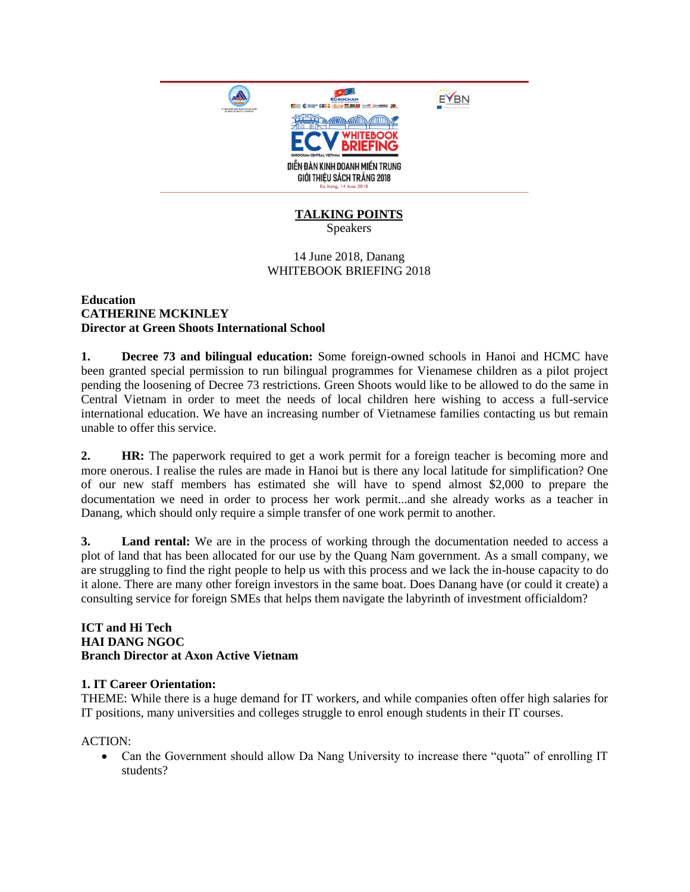ECV WHITEBOOK BRIEFING

EUROCHAM CENTRAL VIETNAM

DIỄN ĐÀN KINH DOANH MIỀN TRUNG
GIỚI THIỆU SÁCH TRẮNG 2018

Da Nang, 14 June 2018

# TALKING POINTS

Speakers

14 June 2018, Danang
WHITEBOOK BRIEFING 2018

**Education**
**CATHERINE MCKINLEY**
**Director at Green Shoots International School**

**1. Decree 73 and bilingual education:** Some foreign-owned schools in Hanoi and HCMC have been granted special permission to run bilingual programmes for Vienamese children as a pilot project pending the loosening of Decree 73 restrictions. Green Shoots would like to be allowed to do the same in Central Vietnam in order to meet the needs of local children here wishing to access a full-service international education. We have an increasing number of Vietnamese families contacting us but remain unable to offer this service.

**2. HR:** The paperwork required to get a work permit for a foreign teacher is becoming more and more onerous. I realise the rules are made in Hanoi but is there any local latitude for simplification? One of our new staff members has estimated she will have to spend almost $2,000 to prepare the documentation we need in order to process her work permit...and she already works as a teacher in Danang, which should only require a simple transfer of one work permit to another.

**3. Land rental:** We are in the process of working through the documentation needed to access a plot of land that has been allocated for our use by the Quang Nam government. As a small company, we are struggling to find the right people to help us with this process and we lack the in-house capacity to do it alone. There are many other foreign investors in the same boat. Does Danang have (or could it create) a consulting service for foreign SMEs that helps them navigate the labyrinth of investment officialdom?

**ICT and Hi Tech**
**HAI DANG NGOC**
**Branch Director at Axon Active Vietnam**

**1. IT Career Orientation:**

THEME: While there is a huge demand for IT workers, and while companies often offer high salaries for IT positions, many universities and colleges struggle to enrol enough students in their IT courses.

ACTION:

- Can the Government should allow Da Nang University to increase there "quota" of enrolling IT students?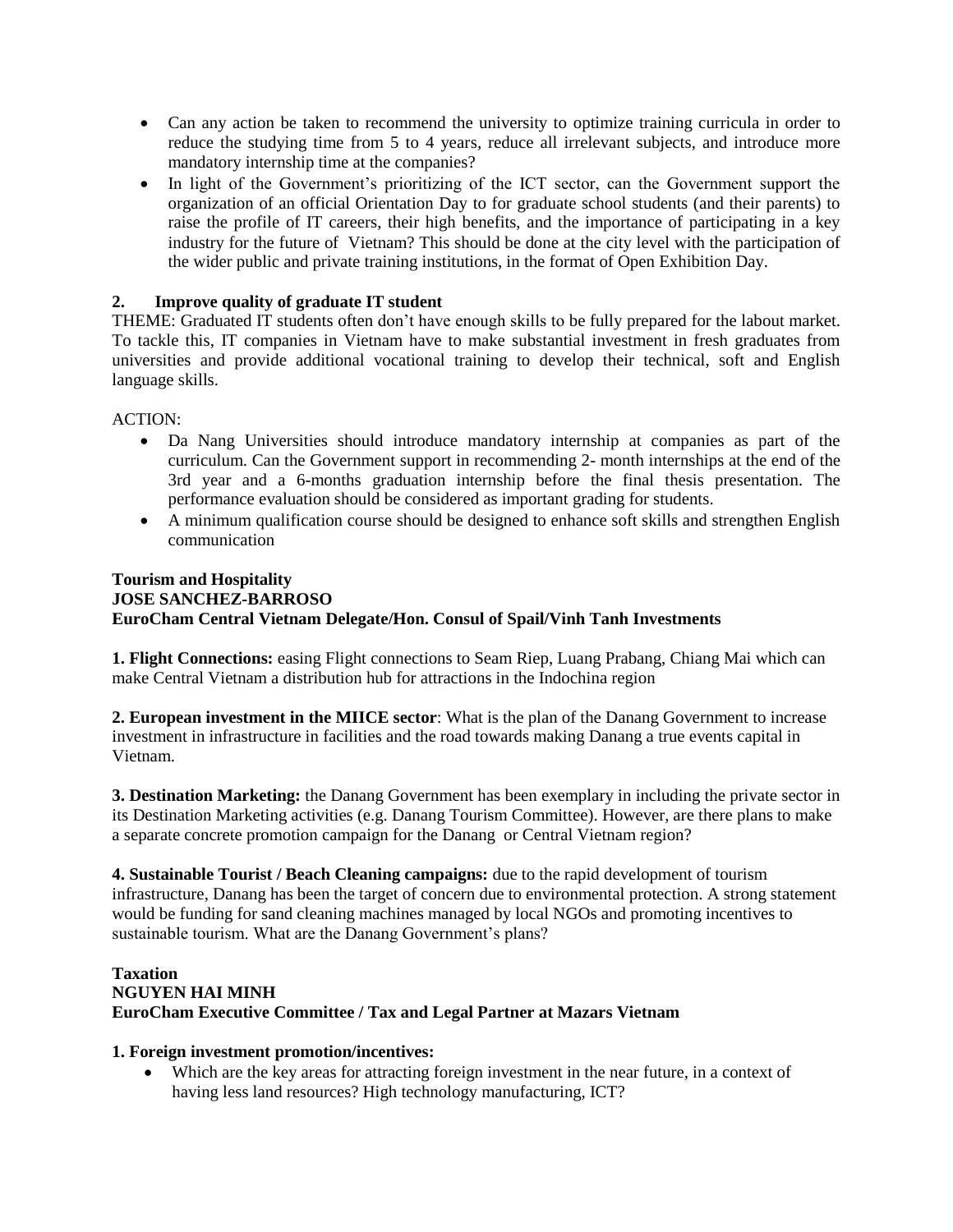- Can any action be taken to recommend the university to optimize training curricula in order to reduce the studying time from 5 to 4 years, reduce all irrelevant subjects, and introduce more mandatory internship time at the companies?
- In light of the Government's prioritizing of the ICT sector, can the Government support the organization of an official Orientation Day to for graduate school students (and their parents) to raise the profile of IT careers, their high benefits, and the importance of participating in a key industry for the future of Vietnam? This should be done at the city level with the participation of the wider public and private training institutions, in the format of Open Exhibition Day.

**2. Improve quality of graduate IT student**

THEME: Graduated IT students often don't have enough skills to be fully prepared for the labout market. To tackle this, IT companies in Vietnam have to make substantial investment in fresh graduates from universities and provide additional vocational training to develop their technical, soft and English language skills.

ACTION:

- Da Nang Universities should introduce mandatory internship at companies as part of the curriculum. Can the Government support in recommending 2- month internships at the end of the 3rd year and a 6-months graduation internship before the final thesis presentation. The performance evaluation should be considered as important grading for students.
- A minimum qualification course should be designed to enhance soft skills and strengthen English communication

**Tourism and Hospitality**
**JOSE SANCHEZ-BARROSO**
**EuroCham Central Vietnam Delegate/Hon. Consul of Spail/Vinh Tanh Investments**

**1. Flight Connections:** easing Flight connections to Seam Riep, Luang Prabang, Chiang Mai which can make Central Vietnam a distribution hub for attractions in the Indochina region

**2. European investment in the MIICE sector**: What is the plan of the Danang Government to increase investment in infrastructure in facilities and the road towards making Danang a true events capital in Vietnam.

**3. Destination Marketing:** the Danang Government has been exemplary in including the private sector in its Destination Marketing activities (e.g. Danang Tourism Committee). However, are there plans to make a separate concrete promotion campaign for the Danang or Central Vietnam region?

**4. Sustainable Tourist / Beach Cleaning campaigns:** due to the rapid development of tourism infrastructure, Danang has been the target of concern due to environmental protection. A strong statement would be funding for sand cleaning machines managed by local NGOs and promoting incentives to sustainable tourism. What are the Danang Government's plans?

**Taxation**
**NGUYEN HAI MINH**
**EuroCham Executive Committee / Tax and Legal Partner at Mazars Vietnam**

**1. Foreign investment promotion/incentives:**

- Which are the key areas for attracting foreign investment in the near future, in a context of having less land resources? High technology manufacturing, ICT?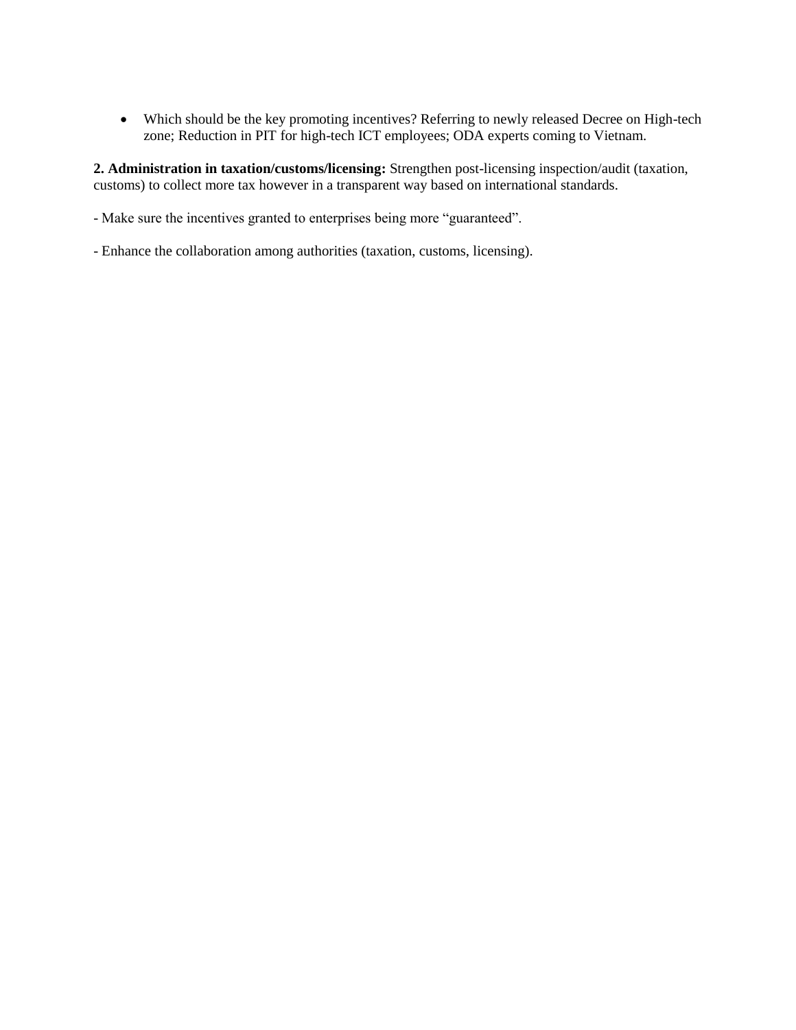- Which should be the key promoting incentives? Referring to newly released Decree on High-tech zone; Reduction in PIT for high-tech ICT employees; ODA experts coming to Vietnam.

**2. Administration in taxation/customs/licensing:** Strengthen post-licensing inspection/audit (taxation, customs) to collect more tax however in a transparent way based on international standards.

- Make sure the incentives granted to enterprises being more “guaranteed”.

- Enhance the collaboration among authorities (taxation, customs, licensing).